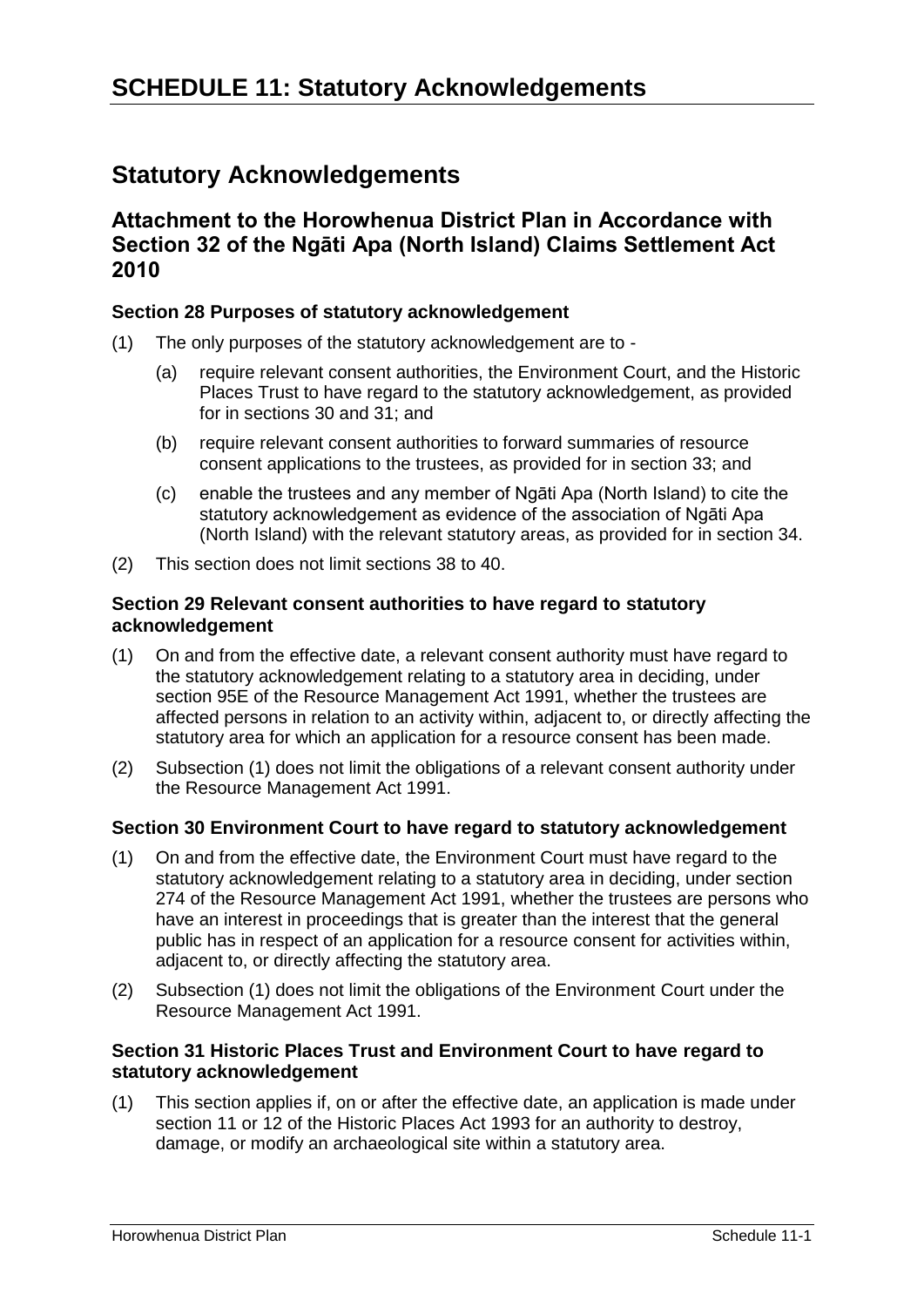# SCHEDULE 11: Statutory Acknowledgements

## Statutory Acknowledgements

### Attachment to the Horowhenua District Plan in Accordance with Section 32 of the Ngāti Apa (North Island) Claims Settlement Act 2010

#### Section 28 Purposes of statutory acknowledgement

(1) The only purposes of the statutory acknowledgement are to -

   (a) require relevant consent authorities, the Environment Court, and the Historic Places Trust to have regard to the statutory acknowledgement, as provided for in sections 30 and 31; and

   (b) require relevant consent authorities to forward summaries of resource consent applications to the trustees, as provided for in section 33; and

   (c) enable the trustees and any member of Ngāti Apa (North Island) to cite the statutory acknowledgement as evidence of the association of Ngāti Apa (North Island) with the relevant statutory areas, as provided for in section 34.

(2) This section does not limit sections 38 to 40.

#### Section 29 Relevant consent authorities to have regard to statutory acknowledgement

(1) On and from the effective date, a relevant consent authority must have regard to the statutory acknowledgement relating to a statutory area in deciding, under section 95E of the Resource Management Act 1991, whether the trustees are affected persons in relation to an activity within, adjacent to, or directly affecting the statutory area for which an application for a resource consent has been made.

(2) Subsection (1) does not limit the obligations of a relevant consent authority under the Resource Management Act 1991.

#### Section 30 Environment Court to have regard to statutory acknowledgement

(1) On and from the effective date, the Environment Court must have regard to the statutory acknowledgement relating to a statutory area in deciding, under section 274 of the Resource Management Act 1991, whether the trustees are persons who have an interest in proceedings that is greater than the interest that the general public has in respect of an application for a resource consent for activities within, adjacent to, or directly affecting the statutory area.

(2) Subsection (1) does not limit the obligations of the Environment Court under the Resource Management Act 1991.

#### Section 31 Historic Places Trust and Environment Court to have regard to statutory acknowledgement

(1) This section applies if, on or after the effective date, an application is made under section 11 or 12 of the Historic Places Act 1993 for an authority to destroy, damage, or modify an archaeological site within a statutory area.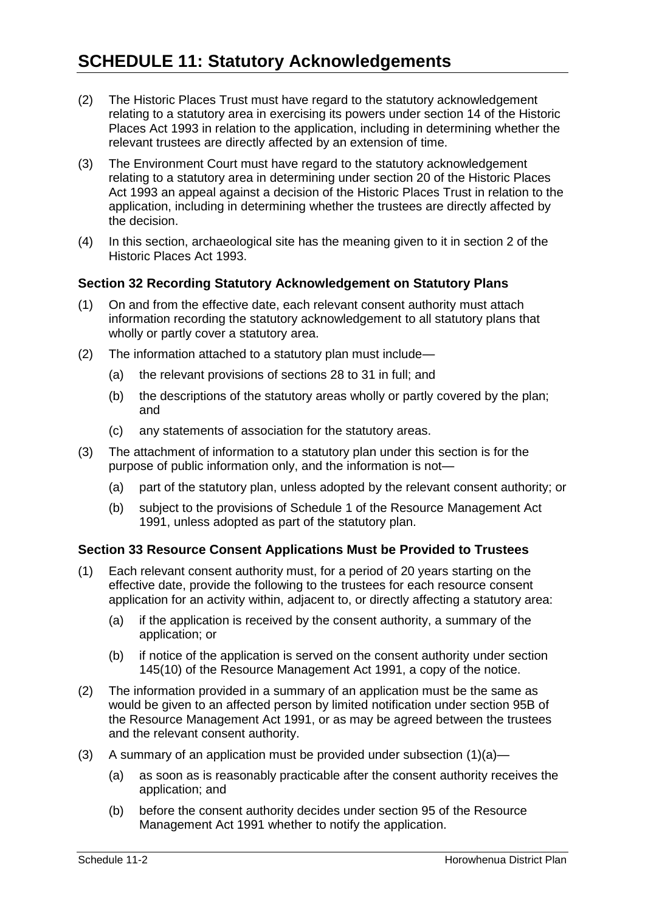(2) The Historic Places Trust must have regard to the statutory acknowledgement relating to a statutory area in exercising its powers under section 14 of the Historic Places Act 1993 in relation to the application, including in determining whether the relevant trustees are directly affected by an extension of time.

(3) The Environment Court must have regard to the statutory acknowledgement relating to a statutory area in determining under section 20 of the Historic Places Act 1993 an appeal against a decision of the Historic Places Trust in relation to the application, including in determining whether the trustees are directly affected by the decision.

(4) In this section, archaeological site has the meaning given to it in section 2 of the Historic Places Act 1993.

### Section 32 Recording Statutory Acknowledgement on Statutory Plans

(1) On and from the effective date, each relevant consent authority must attach information recording the statutory acknowledgement to all statutory plans that wholly or partly cover a statutory area.

(2) The information attached to a statutory plan must include—

- (a) the relevant provisions of sections 28 to 31 in full; and
- (b) the descriptions of the statutory areas wholly or partly covered by the plan; and
- (c) any statements of association for the statutory areas.

(3) The attachment of information to a statutory plan under this section is for the purpose of public information only, and the information is not—

- (a) part of the statutory plan, unless adopted by the relevant consent authority; or
- (b) subject to the provisions of Schedule 1 of the Resource Management Act 1991, unless adopted as part of the statutory plan.

### Section 33 Resource Consent Applications Must be Provided to Trustees

(1) Each relevant consent authority must, for a period of 20 years starting on the effective date, provide the following to the trustees for each resource consent application for an activity within, adjacent to, or directly affecting a statutory area:

- (a) if the application is received by the consent authority, a summary of the application; or
- (b) if notice of the application is served on the consent authority under section 145(10) of the Resource Management Act 1991, a copy of the notice.

(2) The information provided in a summary of an application must be the same as would be given to an affected person by limited notification under section 95B of the Resource Management Act 1991, or as may be agreed between the trustees and the relevant consent authority.

(3) A summary of an application must be provided under subsection (1)(a)—

- (a) as soon as is reasonably practicable after the consent authority receives the application; and
- (b) before the consent authority decides under section 95 of the Resource Management Act 1991 whether to notify the application.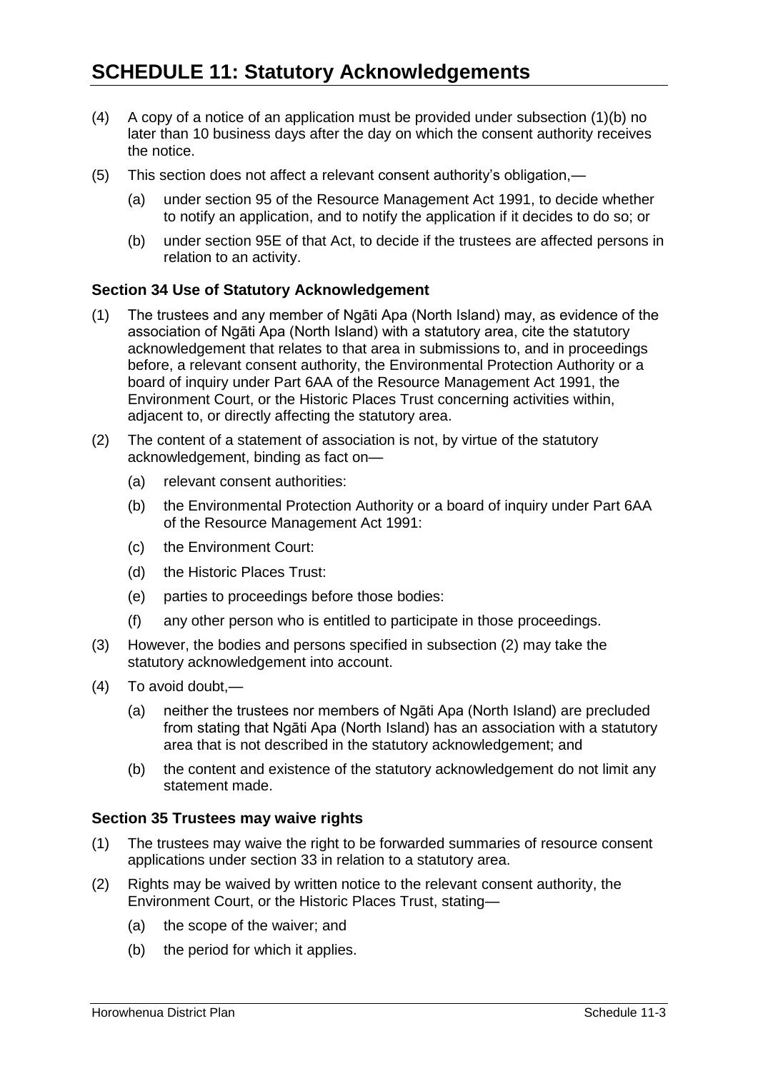# SCHEDULE 11: Statutory Acknowledgements

(4) A copy of a notice of an application must be provided under subsection (1)(b) no later than 10 business days after the day on which the consent authority receives the notice.

(5) This section does not affect a relevant consent authority's obligation,—

(a) under section 95 of the Resource Management Act 1991, to decide whether to notify an application, and to notify the application if it decides to do so; or

(b) under section 95E of that Act, to decide if the trustees are affected persons in relation to an activity.

### Section 34 Use of Statutory Acknowledgement

(1) The trustees and any member of Ngāti Apa (North Island) may, as evidence of the association of Ngāti Apa (North Island) with a statutory area, cite the statutory acknowledgement that relates to that area in submissions to, and in proceedings before, a relevant consent authority, the Environmental Protection Authority or a board of inquiry under Part 6AA of the Resource Management Act 1991, the Environment Court, or the Historic Places Trust concerning activities within, adjacent to, or directly affecting the statutory area.

(2) The content of a statement of association is not, by virtue of the statutory acknowledgement, binding as fact on—

(a) relevant consent authorities:

(b) the Environmental Protection Authority or a board of inquiry under Part 6AA of the Resource Management Act 1991:

(c) the Environment Court:

(d) the Historic Places Trust:

(e) parties to proceedings before those bodies:

(f) any other person who is entitled to participate in those proceedings.

(3) However, the bodies and persons specified in subsection (2) may take the statutory acknowledgement into account.

(4) To avoid doubt,—

(a) neither the trustees nor members of Ngāti Apa (North Island) are precluded from stating that Ngāti Apa (North Island) has an association with a statutory area that is not described in the statutory acknowledgement; and

(b) the content and existence of the statutory acknowledgement do not limit any statement made.

### Section 35 Trustees may waive rights

(1) The trustees may waive the right to be forwarded summaries of resource consent applications under section 33 in relation to a statutory area.

(2) Rights may be waived by written notice to the relevant consent authority, the Environment Court, or the Historic Places Trust, stating—

(a) the scope of the waiver; and

(b) the period for which it applies.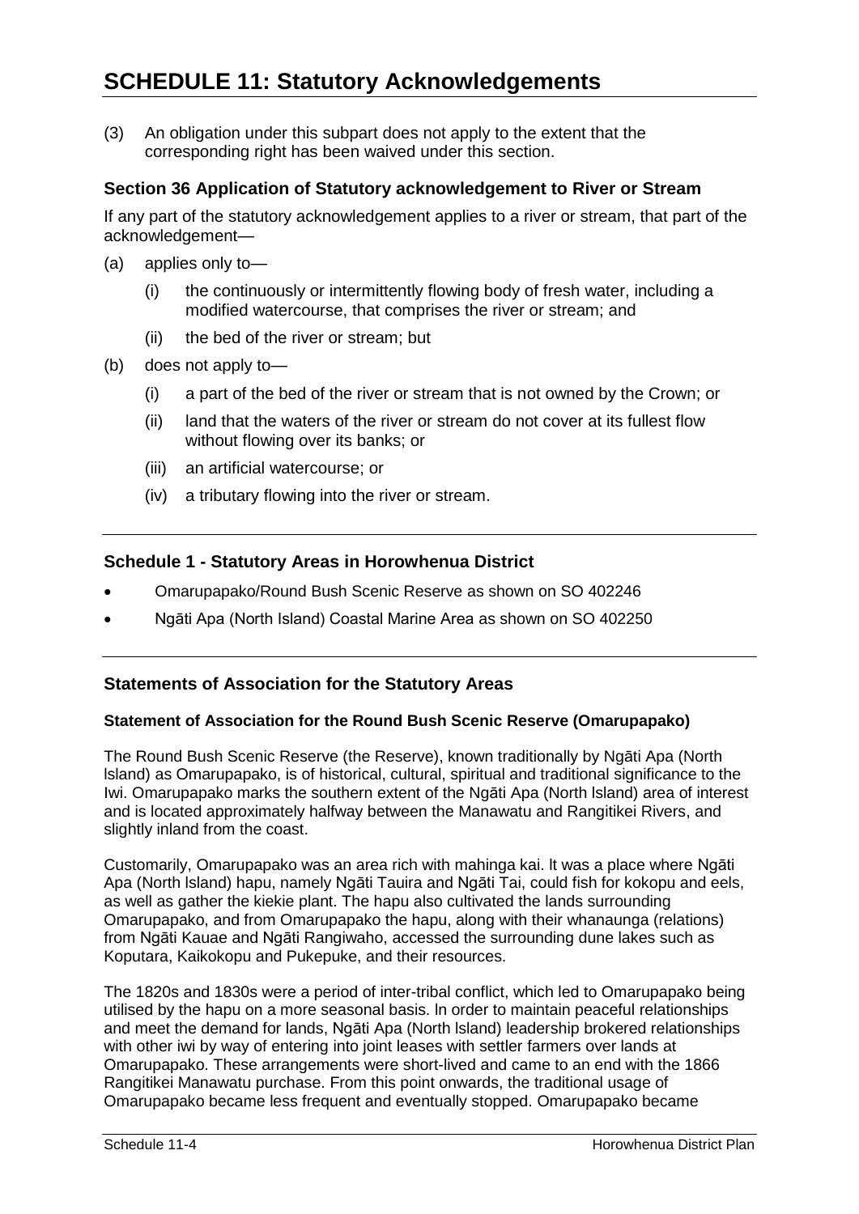# SCHEDULE 11: Statutory Acknowledgements

(3) An obligation under this subpart does not apply to the extent that the corresponding right has been waived under this section.

### Section 36 Application of Statutory acknowledgement to River or Stream

If any part of the statutory acknowledgement applies to a river or stream, that part of the acknowledgement—

(a) applies only to—

 (i) the continuously or intermittently flowing body of fresh water, including a modified watercourse, that comprises the river or stream; and

 (ii) the bed of the river or stream; but

(b) does not apply to—

 (i) a part of the bed of the river or stream that is not owned by the Crown; or

 (ii) land that the waters of the river or stream do not cover at its fullest flow without flowing over its banks; or

 (iii) an artificial watercourse; or

 (iv) a tributary flowing into the river or stream.

---

### Schedule 1 - Statutory Areas in Horowhenua District

- Omarupapako/Round Bush Scenic Reserve as shown on SO 402246
- Ngāti Apa (North Island) Coastal Marine Area as shown on SO 402250

---

### Statements of Association for the Statutory Areas

#### Statement of Association for the Round Bush Scenic Reserve (Omarupapako)

The Round Bush Scenic Reserve (the Reserve), known traditionally by Ngāti Apa (North Island) as Omarupapako, is of historical, cultural, spiritual and traditional significance to the Iwi. Omarupapako marks the southern extent of the Ngāti Apa (North Island) area of interest and is located approximately halfway between the Manawatu and Rangitikei Rivers, and slightly inland from the coast.

Customarily, Omarupapako was an area rich with mahinga kai. It was a place where Ngāti Apa (North Island) hapu, namely Ngāti Tauira and Ngāti Tai, could fish for kokopu and eels, as well as gather the kiekie plant. The hapu also cultivated the lands surrounding Omarupapako, and from Omarupapako the hapu, along with their whanaunga (relations) from Ngāti Kauae and Ngāti Rangiwaho, accessed the surrounding dune lakes such as Koputara, Kaikokopu and Pukepuke, and their resources.

The 1820s and 1830s were a period of inter-tribal conflict, which led to Omarupapako being utilised by the hapu on a more seasonal basis. In order to maintain peaceful relationships and meet the demand for lands, Ngāti Apa (North Island) leadership brokered relationships with other iwi by way of entering into joint leases with settler farmers over lands at Omarupapako. These arrangements were short-lived and came to an end with the 1866 Rangitikei Manawatu purchase. From this point onwards, the traditional usage of Omarupapako became less frequent and eventually stopped. Omarupapako became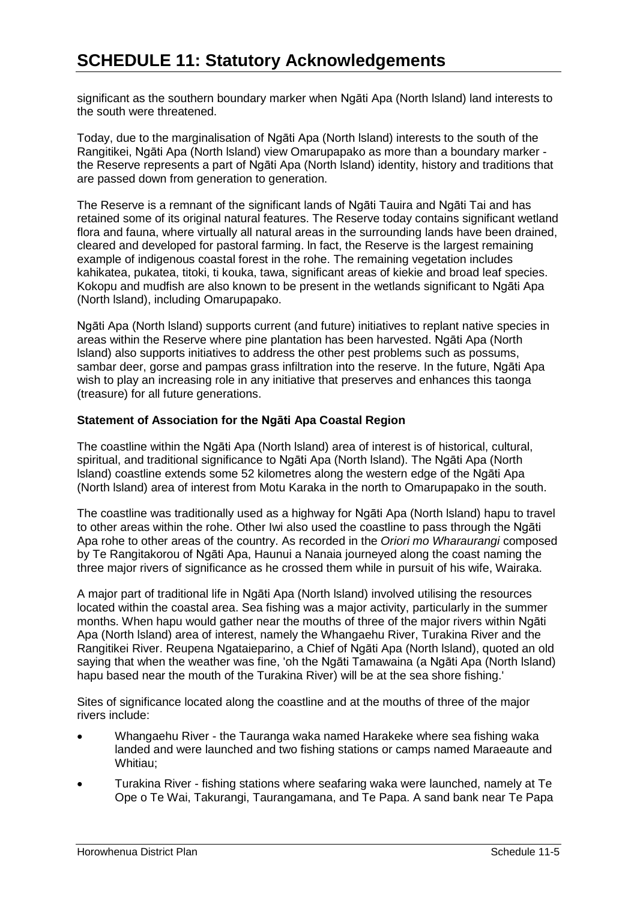significant as the southern boundary marker when Ngāti Apa (North lsland) land interests to the south were threatened.

Today, due to the marginalisation of Ngāti Apa (North lsland) interests to the south of the Rangitikei, Ngāti Apa (North lsland) view Omarupapako as more than a boundary marker - the Reserve represents a part of Ngāti Apa (North lsland) identity, history and traditions that are passed down from generation to generation.

The Reserve is a remnant of the significant lands of Ngāti Tauira and Ngāti Tai and has retained some of its original natural features. The Reserve today contains significant wetland flora and fauna, where virtually all natural areas in the surrounding lands have been drained, cleared and developed for pastoral farming. ln fact, the Reserve is the largest remaining example of indigenous coastal forest in the rohe. The remaining vegetation includes kahikatea, pukatea, titoki, ti kouka, tawa, significant areas of kiekie and broad leaf species. Kokopu and mudfish are also known to be present in the wetlands significant to Ngāti Apa (North lsland), including Omarupapako.

Ngāti Apa (North lsland) supports current (and future) initiatives to replant native species in areas within the Reserve where pine plantation has been harvested. Ngāti Apa (North lsland) also supports initiatives to address the other pest problems such as possums, sambar deer, gorse and pampas grass infiltration into the reserve. In the future, Ngāti Apa wish to play an increasing role in any initiative that preserves and enhances this taonga (treasure) for all future generations.

**Statement of Association for the Ngāti Apa Coastal Region**

The coastline within the Ngāti Apa (North lsland) area of interest is of historical, cultural, spiritual, and traditional significance to Ngāti Apa (North lsland). The Ngāti Apa (North lsland) coastline extends some 52 kilometres along the western edge of the Ngāti Apa (North lsland) area of interest from Motu Karaka in the north to Omarupapako in the south.

The coastline was traditionally used as a highway for Ngāti Apa (North lsland) hapu to travel to other areas within the rohe. Other Iwi also used the coastline to pass through the Ngāti Apa rohe to other areas of the country. As recorded in the *Oriori mo Wharaurangi* composed by Te Rangitakorou of Ngāti Apa, Haunui a Nanaia journeyed along the coast naming the three major rivers of significance as he crossed them while in pursuit of his wife, Wairaka.

A major part of traditional life in Ngāti Apa (North lsland) involved utilising the resources located within the coastal area. Sea fishing was a major activity, particularly in the summer months. When hapu would gather near the mouths of three of the major rivers within Ngāti Apa (North lsland) area of interest, namely the Whangaehu River, Turakina River and the Rangitikei River. Reupena Ngataieparino, a Chief of Ngāti Apa (North lsland), quoted an old saying that when the weather was fine, 'oh the Ngāti Tamawaina (a Ngāti Apa (North lsland) hapu based near the mouth of the Turakina River) will be at the sea shore fishing.'

Sites of significance located along the coastline and at the mouths of three of the major rivers include:

- Whangaehu River - the Tauranga waka named Harakeke where sea fishing waka landed and were launched and two fishing stations or camps named Maraeaute and Whitiau;
- Turakina River - fishing stations where seafaring waka were launched, namely at Te Ope o Te Wai, Takurangi, Taurangamana, and Te Papa. A sand bank near Te Papa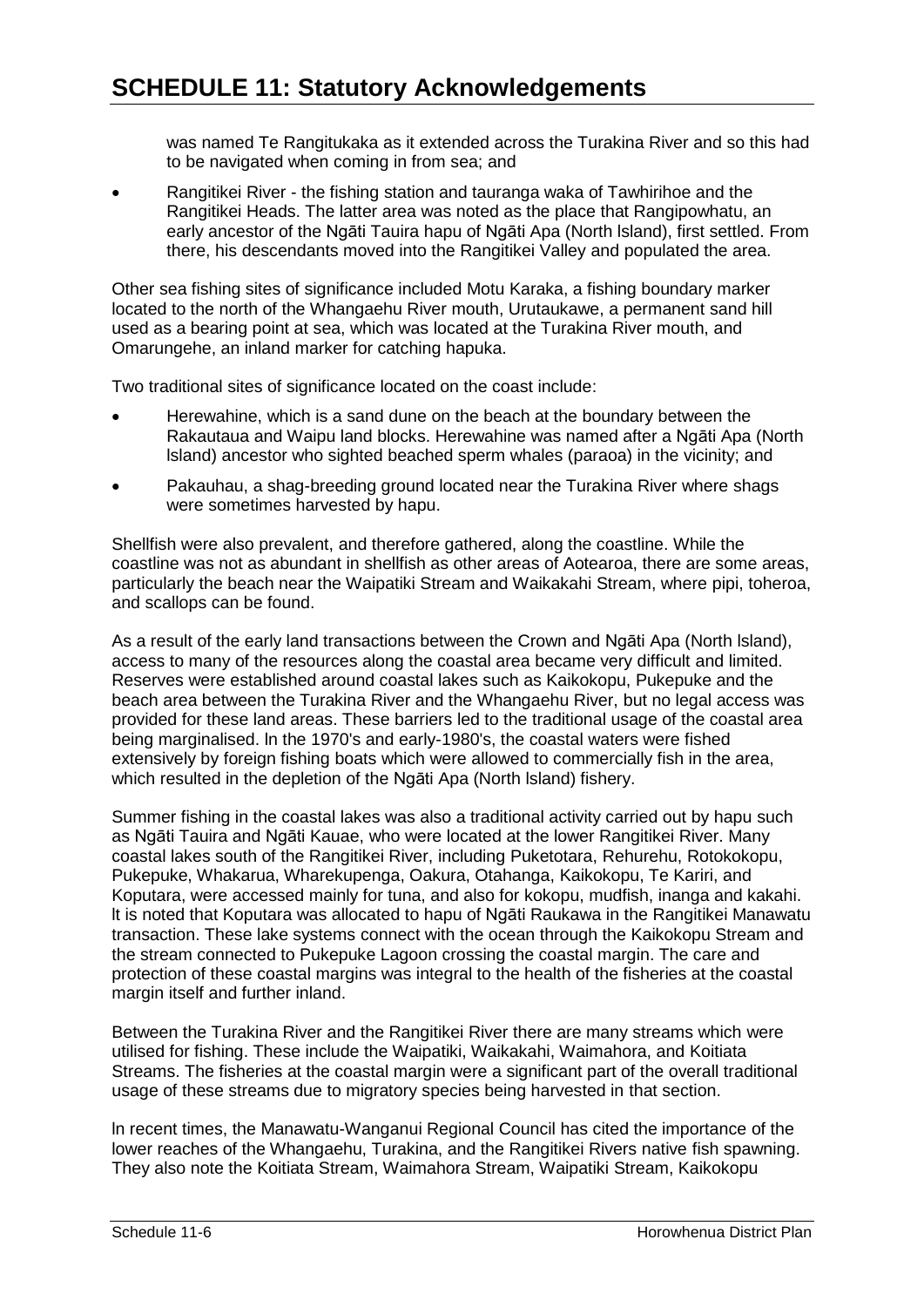was named Te Rangitukaka as it extended across the Turakina River and so this had to be navigated when coming in from sea; and

- Rangitikei River - the fishing station and tauranga waka of Tawhirihoe and the Rangitikei Heads. The latter area was noted as the place that Rangipowhatu, an early ancestor of the Ngāti Tauira hapu of Ngāti Apa (North Island), first settled. From there, his descendants moved into the Rangitikei Valley and populated the area.

Other sea fishing sites of significance included Motu Karaka, a fishing boundary marker located to the north of the Whangaehu River mouth, Urutaukawe, a permanent sand hill used as a bearing point at sea, which was located at the Turakina River mouth, and Omarungehe, an inland marker for catching hapuka.

Two traditional sites of significance located on the coast include:

- Herewahine, which is a sand dune on the beach at the boundary between the Rakautaua and Waipu land blocks. Herewahine was named after a Ngāti Apa (North Island) ancestor who sighted beached sperm whales (paraoa) in the vicinity; and
- Pakauhau, a shag-breeding ground located near the Turakina River where shags were sometimes harvested by hapu.

Shellfish were also prevalent, and therefore gathered, along the coastline. While the coastline was not as abundant in shellfish as other areas of Aotearoa, there are some areas, particularly the beach near the Waipatiki Stream and Waikakahi Stream, where pipi, toheroa, and scallops can be found.

As a result of the early land transactions between the Crown and Ngāti Apa (North Island), access to many of the resources along the coastal area became very difficult and limited. Reserves were established around coastal lakes such as Kaikokopu, Pukepuke and the beach area between the Turakina River and the Whangaehu River, but no legal access was provided for these land areas. These barriers led to the traditional usage of the coastal area being marginalised. In the 1970's and early-1980's, the coastal waters were fished extensively by foreign fishing boats which were allowed to commercially fish in the area, which resulted in the depletion of the Ngāti Apa (North Island) fishery.

Summer fishing in the coastal lakes was also a traditional activity carried out by hapu such as Ngāti Tauira and Ngāti Kauae, who were located at the lower Rangitikei River. Many coastal lakes south of the Rangitikei River, including Puketotara, Rehurehu, Rotokokopu, Pukepuke, Whakarua, Wharekupenga, Oakura, Otahanga, Kaikokopu, Te Kariri, and Koputara, were accessed mainly for tuna, and also for kokopu, mudfish, inanga and kakahi. It is noted that Koputara was allocated to hapu of Ngāti Raukawa in the Rangitikei Manawatu transaction. These lake systems connect with the ocean through the Kaikokopu Stream and the stream connected to Pukepuke Lagoon crossing the coastal margin. The care and protection of these coastal margins was integral to the health of the fisheries at the coastal margin itself and further inland.

Between the Turakina River and the Rangitikei River there are many streams which were utilised for fishing. These include the Waipatiki, Waikakahi, Waimahora, and Koitiata Streams. The fisheries at the coastal margin were a significant part of the overall traditional usage of these streams due to migratory species being harvested in that section.

In recent times, the Manawatu-Wanganui Regional Council has cited the importance of the lower reaches of the Whangaehu, Turakina, and the Rangitikei Rivers native fish spawning. They also note the Koitiata Stream, Waimahora Stream, Waipatiki Stream, Kaikokopu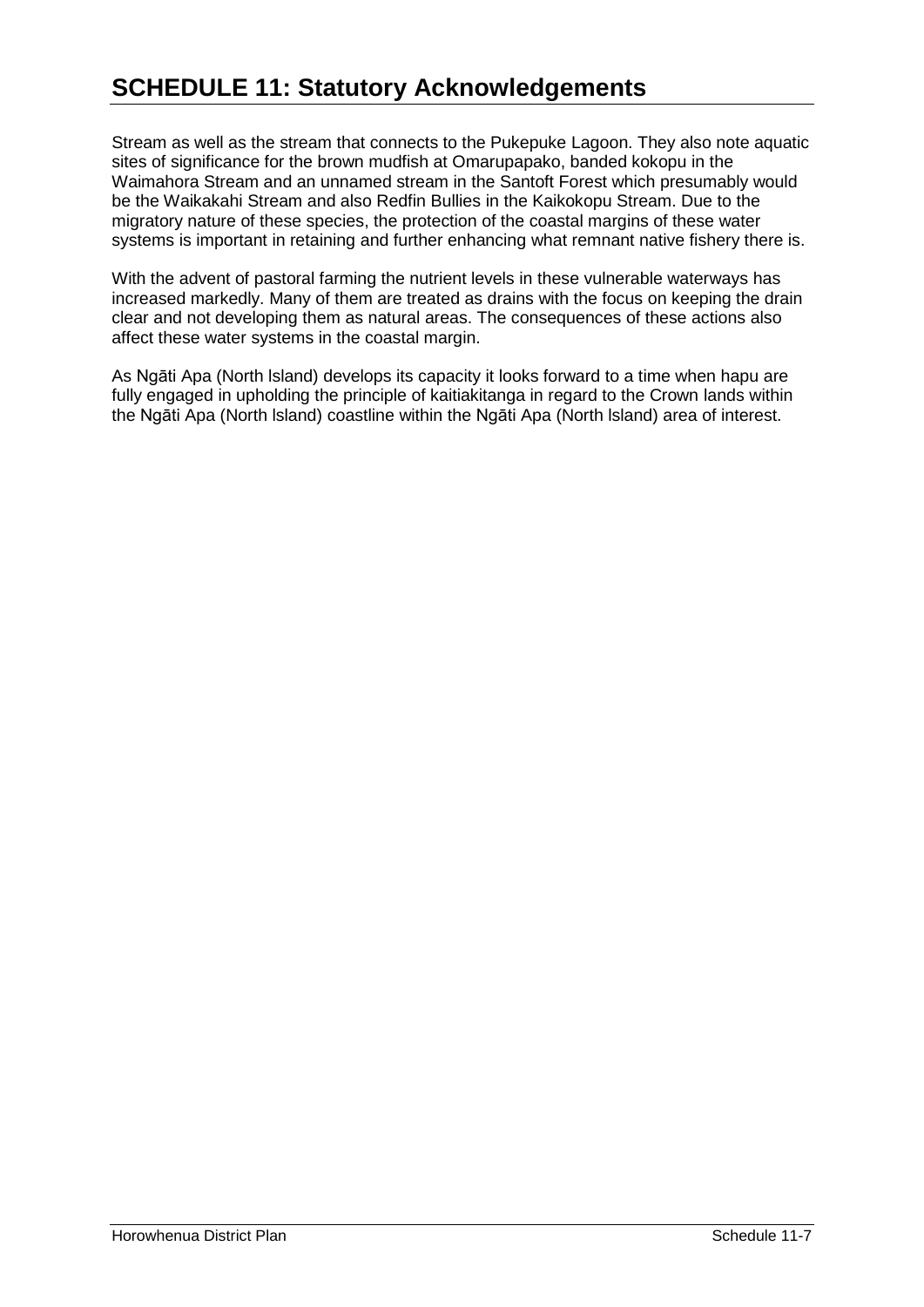Stream as well as the stream that connects to the Pukepuke Lagoon. They also note aquatic sites of significance for the brown mudfish at Omarupapako, banded kokopu in the Waimahora Stream and an unnamed stream in the Santoft Forest which presumably would be the Waikakahi Stream and also Redfin Bullies in the Kaikokopu Stream. Due to the migratory nature of these species, the protection of the coastal margins of these water systems is important in retaining and further enhancing what remnant native fishery there is.

With the advent of pastoral farming the nutrient levels in these vulnerable waterways has increased markedly. Many of them are treated as drains with the focus on keeping the drain clear and not developing them as natural areas. The consequences of these actions also affect these water systems in the coastal margin.

As Ngāti Apa (North Island) develops its capacity it looks forward to a time when hapu are fully engaged in upholding the principle of kaitiakitanga in regard to the Crown lands within the Ngāti Apa (North Island) coastline within the Ngāti Apa (North Island) area of interest.